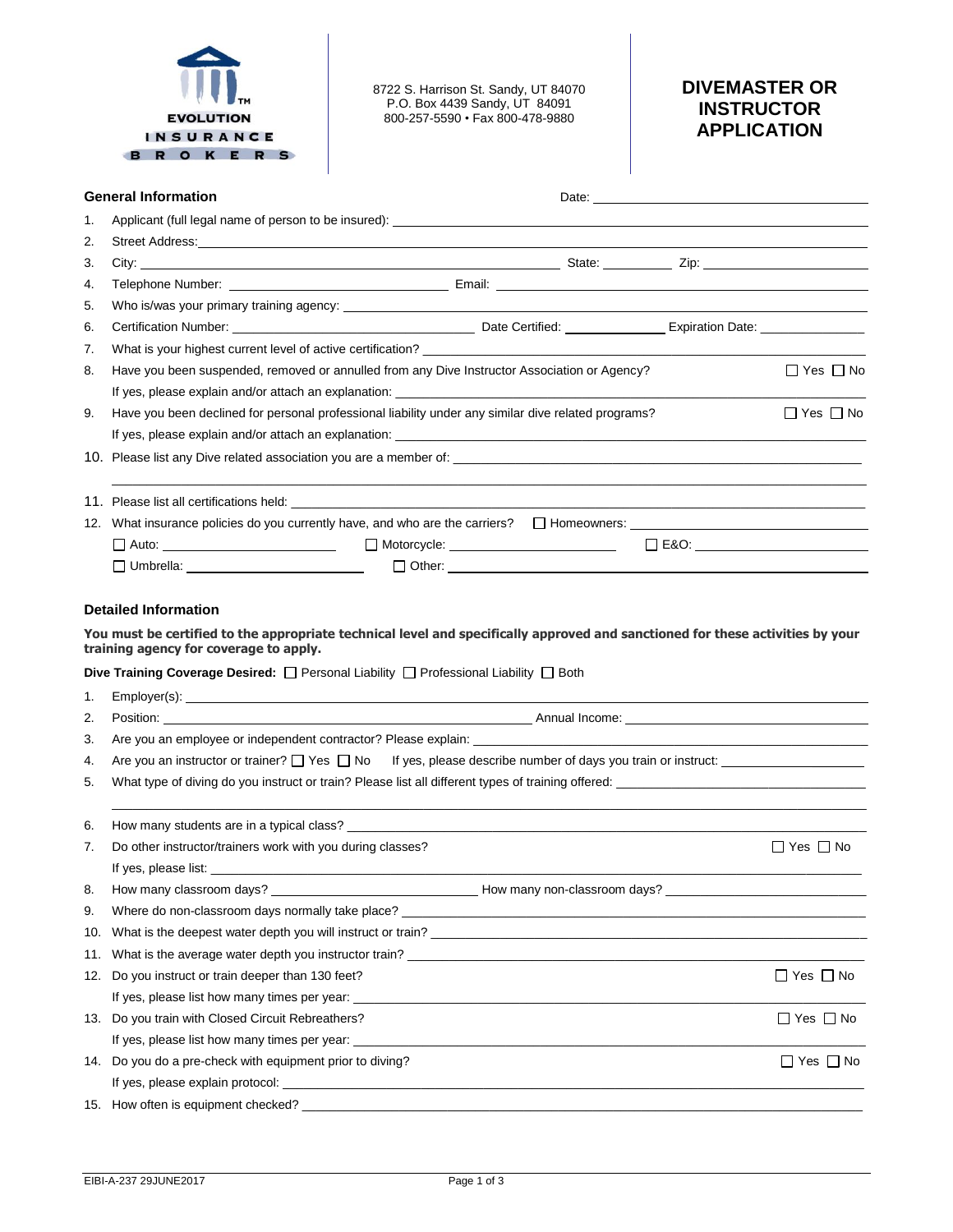EVOLUTION INSURANCE BROKERS™

8722 S. Harrison St. Sandy, UT 84070
P.O. Box 4439 Sandy, UT 84091
800-257-5590 • Fax 800-478-9880

# DIVEMASTER OR INSTRUCTOR APPLICATION

## General Information

Date: ______________________

1. Applicant (full legal name of person to be insured): ______________________
2. Street Address: ______________________
3. City: ______________________ State: __________ Zip: ______________________
4. Telephone Number: ______________________ Email: ______________________
5. Who is/was your primary training agency: ______________________
6. Certification Number: ______________________ Date Certified: ______________ Expiration Date: ______________
7. What is your highest current level of active certification? ______________________
8. Have you been suspended, removed or annulled from any Dive Instructor Association or Agency? ☐ Yes ☐ No
   If yes, please explain and/or attach an explanation: ______________________
9. Have you been declined for personal professional liability under any similar dive related programs? ☐ Yes ☐ No
   If yes, please explain and/or attach an explanation: ______________________
10. Please list any Dive related association you are a member of: ______________________
11. Please list all certifications held: ______________________
12. What insurance policies do you currently have, and who are the carriers? ☐ Homeowners: ______________________
    ☐ Auto: ______________ ☐ Motorcycle: ______________ ☐ E&O: ______________
    ☐ Umbrella: ______________ ☐ Other: ______________________

## Detailed Information

**You must be certified to the appropriate technical level and specifically approved and sanctioned for these activities by your training agency for coverage to apply.**

**Dive Training Coverage Desired:** ☐ Personal Liability ☐ Professional Liability ☐ Both

1. Employer(s): ______________________
2. Position: ______________________ Annual Income: ______________________
3. Are you an employee or independent contractor? Please explain: ______________________
4. Are you an instructor or trainer? ☐ Yes ☐ No If yes, please describe number of days you train or instruct: ______________
5. What type of diving do you instruct or train? Please list all different types of training offered: ______________________
6. How many students are in a typical class? ______________________
7. Do other instructor/trainers work with you during classes? ☐ Yes ☐ No
   If yes, please list: ______________________
8. How many classroom days? ______________ How many non-classroom days? ______________
9. Where do non-classroom days normally take place? ______________________
10. What is the deepest water depth you will instruct or train? ______________________
11. What is the average water depth you instructor train? ______________________
12. Do you instruct or train deeper than 130 feet? ☐ Yes ☐ No
    If yes, please list how many times per year: ______________________
13. Do you train with Closed Circuit Rebreathers? ☐ Yes ☐ No
    If yes, please list how many times per year: ______________________
14. Do you do a pre-check with equipment prior to diving? ☐ Yes ☐ No
    If yes, please explain protocol: ______________________
15. How often is equipment checked? ______________________

EIBI-A-237 29JUNE2017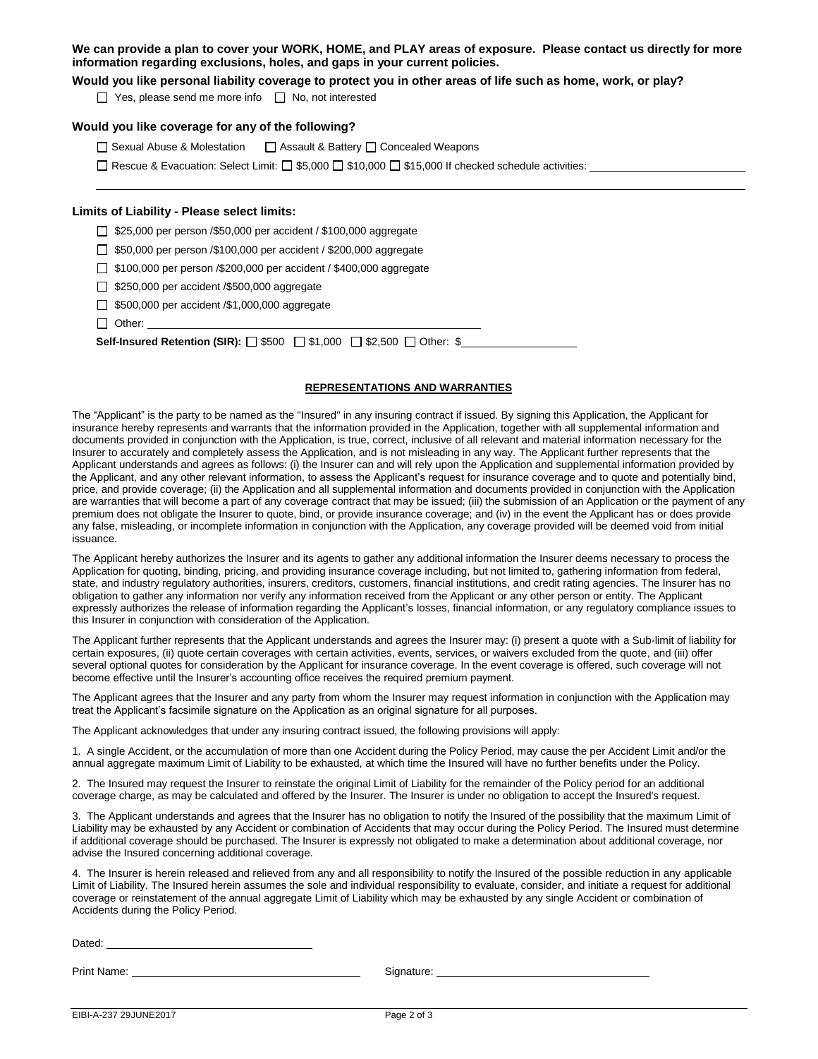**We can provide a plan to cover your WORK, HOME, and PLAY areas of exposure. Please contact us directly for more information regarding exclusions, holes, and gaps in your current policies.**

**Would you like personal liability coverage to protect you in other areas of life such as home, work, or play?**

☐ Yes, please send me more info ☐ No, not interested

**Would you like coverage for any of the following?**

☐ Sexual Abuse & Molestation ☐ Assault & Battery ☐ Concealed Weapons

☐ Rescue & Evacuation: Select Limit: ☐ $5,000 ☐ $10,000 ☐ $15,000 If checked schedule activities: ________________________

______________________________________________________________________________________________

**Limits of Liability - Please select limits:**

☐ $25,000 per person /$50,000 per accident / $100,000 aggregate

☐ $50,000 per person /$100,000 per accident / $200,000 aggregate

☐ $100,000 per person /$200,000 per accident / $400,000 aggregate

☐ $250,000 per accident /$500,000 aggregate

☐ $500,000 per accident /$1,000,000 aggregate

☐ Other: ________________________________________

**Self-Insured Retention (SIR):** ☐ $500 ☐ $1,000 ☐ $2,500 ☐ Other: $________________

## REPRESENTATIONS AND WARRANTIES

The "Applicant" is the party to be named as the "Insured" in any insuring contract if issued. By signing this Application, the Applicant for insurance hereby represents and warrants that the information provided in the Application, together with all supplemental information and documents provided in conjunction with the Application, is true, correct, inclusive of all relevant and material information necessary for the Insurer to accurately and completely assess the Application, and is not misleading in any way. The Applicant further represents that the Applicant understands and agrees as follows: (i) the Insurer can and will rely upon the Application and supplemental information provided by the Applicant, and any other relevant information, to assess the Applicant's request for insurance coverage and to quote and potentially bind, price, and provide coverage; (ii) the Application and all supplemental information and documents provided in conjunction with the Application are warranties that will become a part of any coverage contract that may be issued; (iii) the submission of an Application or the payment of any premium does not obligate the Insurer to quote, bind, or provide insurance coverage; and (iv) in the event the Applicant has or does provide any false, misleading, or incomplete information in conjunction with the Application, any coverage provided will be deemed void from initial issuance.

The Applicant hereby authorizes the Insurer and its agents to gather any additional information the Insurer deems necessary to process the Application for quoting, binding, pricing, and providing insurance coverage including, but not limited to, gathering information from federal, state, and industry regulatory authorities, insurers, creditors, customers, financial institutions, and credit rating agencies. The Insurer has no obligation to gather any information nor verify any information received from the Applicant or any other person or entity. The Applicant expressly authorizes the release of information regarding the Applicant's losses, financial information, or any regulatory compliance issues to this Insurer in conjunction with consideration of the Application.

The Applicant further represents that the Applicant understands and agrees the Insurer may: (i) present a quote with a Sub-limit of liability for certain exposures, (ii) quote certain coverages with certain activities, events, services, or waivers excluded from the quote, and (iii) offer several optional quotes for consideration by the Applicant for insurance coverage. In the event coverage is offered, such coverage will not become effective until the Insurer's accounting office receives the required premium payment.

The Applicant agrees that the Insurer and any party from whom the Insurer may request information in conjunction with the Application may treat the Applicant's facsimile signature on the Application as an original signature for all purposes.

The Applicant acknowledges that under any insuring contract issued, the following provisions will apply:

1. A single Accident, or the accumulation of more than one Accident during the Policy Period, may cause the per Accident Limit and/or the annual aggregate maximum Limit of Liability to be exhausted, at which time the Insured will have no further benefits under the Policy.

2. The Insured may request the Insurer to reinstate the original Limit of Liability for the remainder of the Policy period for an additional coverage charge, as may be calculated and offered by the Insurer. The Insurer is under no obligation to accept the Insured's request.

3. The Applicant understands and agrees that the Insurer has no obligation to notify the Insured of the possibility that the maximum Limit of Liability may be exhausted by any Accident or combination of Accidents that may occur during the Policy Period. The Insured must determine if additional coverage should be purchased. The Insurer is expressly not obligated to make a determination about additional coverage, nor advise the Insured concerning additional coverage.

4. The Insurer is herein released and relieved from any and all responsibility to notify the Insured of the possible reduction in any applicable Limit of Liability. The Insured herein assumes the sole and individual responsibility to evaluate, consider, and initiate a request for additional coverage or reinstatement of the annual aggregate Limit of Liability which may be exhausted by any single Accident or combination of Accidents during the Policy Period.

Dated: ______________________________

Print Name: ______________________________ Signature: ______________________________

EIBI-A-237 29JUNE2017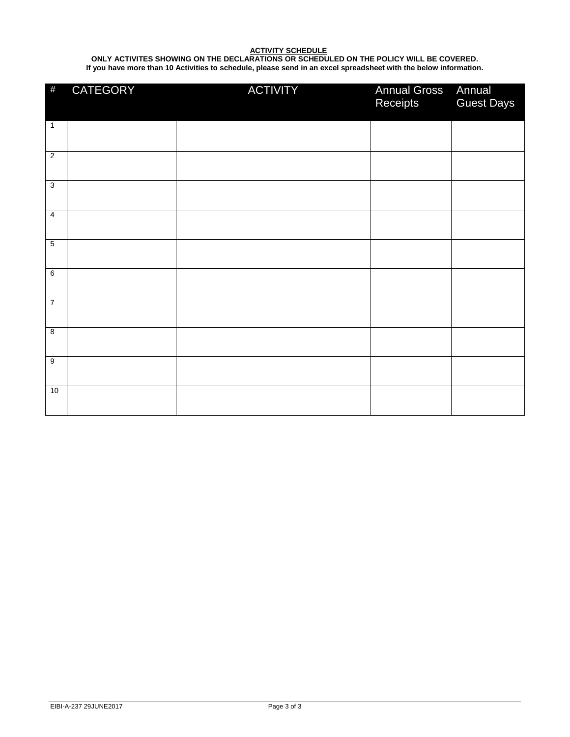## ACTIVITY SCHEDULE

**ONLY ACTIVITES SHOWING ON THE DECLARATIONS OR SCHEDULED ON THE POLICY WILL BE COVERED.**
**If you have more than 10 Activities to schedule, please send in an excel spreadsheet with the below information.**

| # | CATEGORY | ACTIVITY | Annual Gross Receipts | Annual Guest Days |
|---|---|---|---|---|
| 1 | | | | |
| 2 | | | | |
| 3 | | | | |
| 4 | | | | |
| 5 | | | | |
| 6 | | | | |
| 7 | | | | |
| 8 | | | | |
| 9 | | | | |
| 10 | | | | |

EIBI-A-237 29JUNE2017